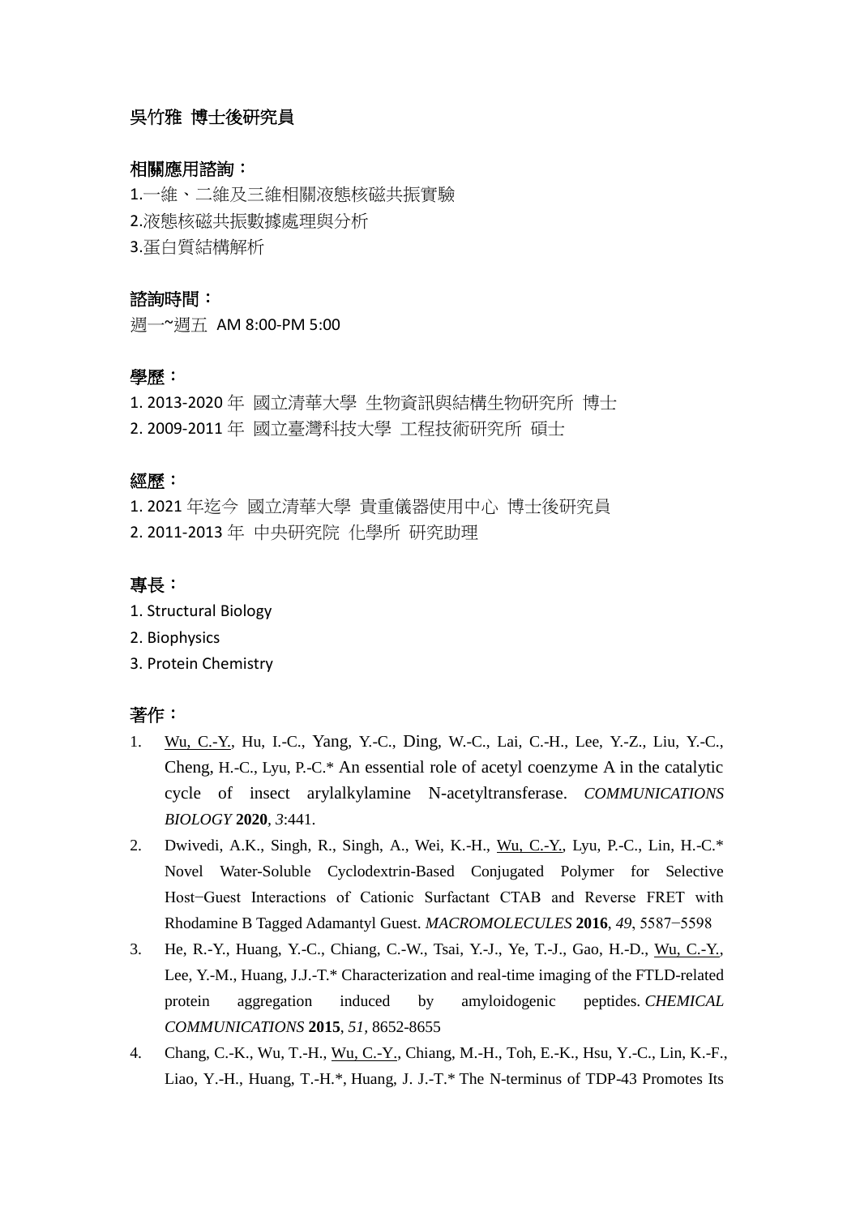# 吳竹雅 博士後研究員

## 相關應用諮詢：

1.一維、二維及三維相關液態核磁共振實驗
2.液態核磁共振數據處理與分析
3.蛋白質結構解析

## 諮詢時間：

週一~週五 AM 8:00-PM 5:00

## 學歷：

1. 2013-2020 年 國立清華大學 生物資訊與結構生物研究所 博士
2. 2009-2011 年 國立臺灣科技大學 工程技術研究所 碩士

## 經歷：

1. 2021 年迄今 國立清華大學 貴重儀器使用中心 博士後研究員
2. 2011-2013 年 中央研究院 化學所 研究助理

## 專長：

1. Structural Biology
2. Biophysics
3. Protein Chemistry

## 著作：

1. Wu, C.-Y., Hu, I.-C., Yang, Y.-C., Ding, W.-C., Lai, C.-H., Lee, Y.-Z., Liu, Y.-C., Cheng, H.-C., Lyu, P.-C.* An essential role of acetyl coenzyme A in the catalytic cycle of insect arylalkylamine N-acetyltransferase. *COMMUNICATIONS BIOLOGY* **2020**, *3*:441.
2. Dwivedi, A.K., Singh, R., Singh, A., Wei, K.-H., Wu, C.-Y., Lyu, P.-C., Lin, H.-C.* Novel Water-Soluble Cyclodextrin-Based Conjugated Polymer for Selective Host−Guest Interactions of Cationic Surfactant CTAB and Reverse FRET with Rhodamine B Tagged Adamantyl Guest. *MACROMOLECULES* **2016**, *49*, 5587−5598
3. He, R.-Y., Huang, Y.-C., Chiang, C.-W., Tsai, Y.-J., Ye, T.-J., Gao, H.-D., Wu, C.-Y., Lee, Y.-M., Huang, J.J.-T.* Characterization and real-time imaging of the FTLD-related protein aggregation induced by amyloidogenic peptides. *CHEMICAL COMMUNICATIONS* **2015**, *51*, 8652-8655
4. Chang, C.-K., Wu, T.-H., Wu, C.-Y., Chiang, M.-H., Toh, E.-K., Hsu, Y.-C., Lin, K.-F., Liao, Y.-H., Huang, T.-H.*, Huang, J. J.-T.* The N-terminus of TDP-43 Promotes Its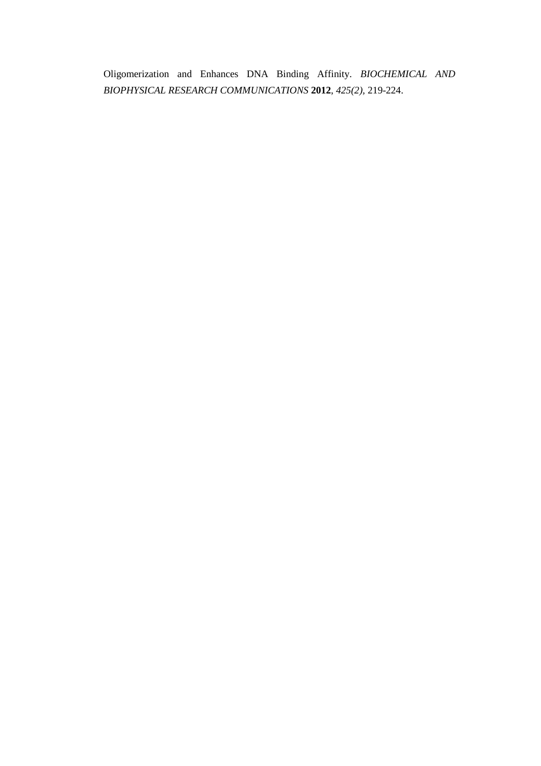Oligomerization and Enhances DNA Binding Affinity. *BIOCHEMICAL AND BIOPHYSICAL RESEARCH COMMUNICATIONS* **2012**, *425(2)*, 219-224.